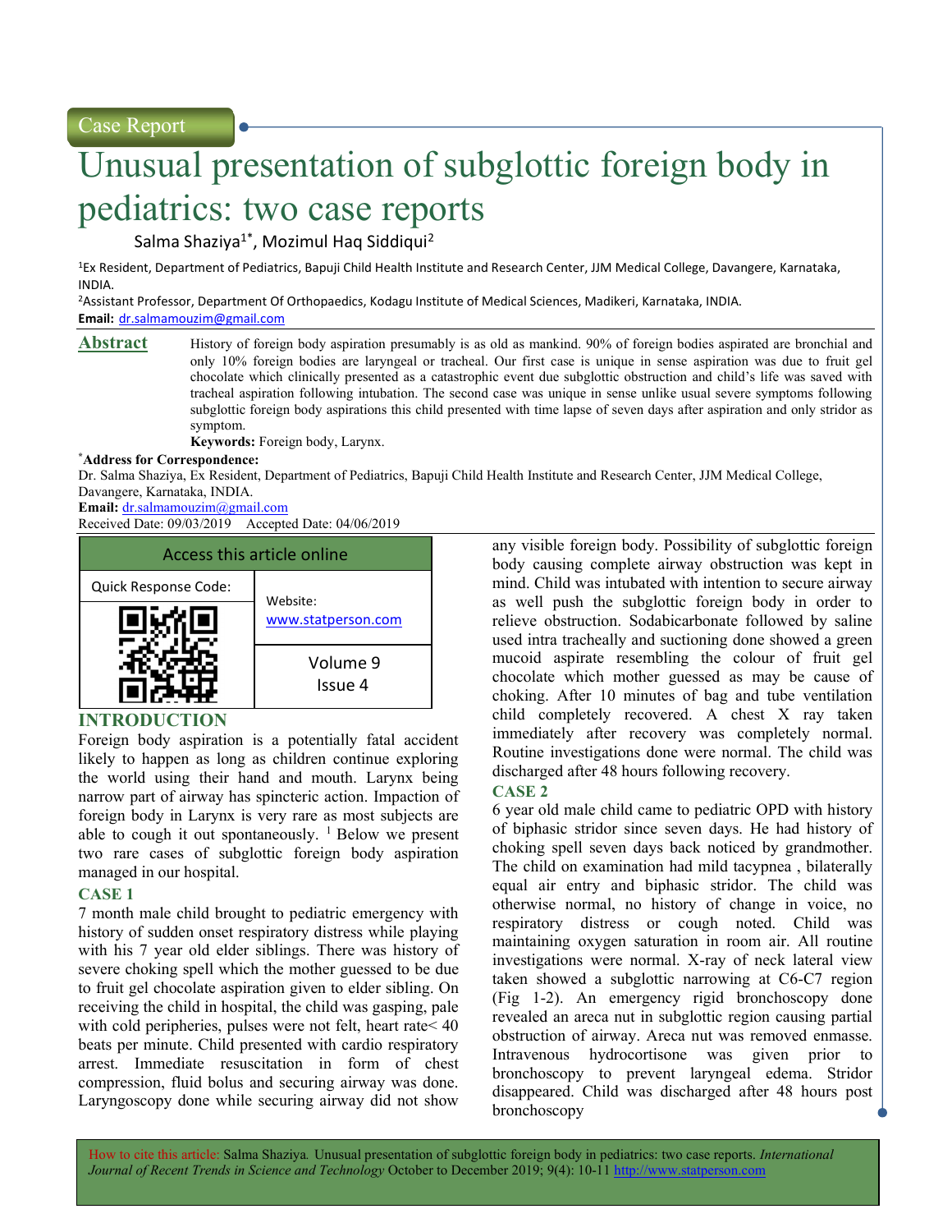Case Report

# Unusual presentation of subglottic foreign body in pediatrics: two case reports

Salma Shaziya[1*], Mozimul Haq Siddiqui[2]

[1]Ex Resident, Department of Pediatrics, Bapuji Child Health Institute and Research Center, JJM Medical College, Davangere, Karnataka, INDIA.

[2]Assistant Professor, Department Of Orthopaedics, Kodagu Institute of Medical Sciences, Madikeri, Karnataka, INDIA.

**Email:** dr.salmamouzim@gmail.com

## Abstract

History of foreign body aspiration presumably is as old as mankind. 90% of foreign bodies aspirated are bronchial and only 10% foreign bodies are laryngeal or tracheal. Our first case is unique in sense aspiration was due to fruit gel chocolate which clinically presented as a catastrophic event due subglottic obstruction and child's life was saved with tracheal aspiration following intubation. The second case was unique in sense unlike usual severe symptoms following subglottic foreign body aspirations this child presented with time lapse of seven days after aspiration and only stridor as symptom.

**Keywords:** Foreign body, Larynx.

**\*Address for Correspondence:**

Dr. Salma Shaziya, Ex Resident, Department of Pediatrics, Bapuji Child Health Institute and Research Center, JJM Medical College, Davangere, Karnataka, INDIA.

**Email:** dr.salmamouzim@gmail.com

Received Date: 09/03/2019 Accepted Date: 04/06/2019

| Access this article online | |
|---|---|
| Quick Response Code: | Website: www.statperson.com |
| | Volume 9 Issue 4 |

## INTRODUCTION

Foreign body aspiration is a potentially fatal accident likely to happen as long as children continue exploring the world using their hand and mouth. Larynx being narrow part of airway has spincteric action. Impaction of foreign body in Larynx is very rare as most subjects are able to cough it out spontaneously. [1] Below we present two rare cases of subglottic foreign body aspiration managed in our hospital.

## CASE 1

7 month male child brought to pediatric emergency with history of sudden onset respiratory distress while playing with his 7 year old elder siblings. There was history of severe choking spell which the mother guessed to be due to fruit gel chocolate aspiration given to elder sibling. On receiving the child in hospital, the child was gasping, pale with cold peripheries, pulses were not felt, heart rate< 40 beats per minute. Child presented with cardio respiratory arrest. Immediate resuscitation in form of chest compression, fluid bolus and securing airway was done. Laryngoscopy done while securing airway did not show any visible foreign body. Possibility of subglottic foreign body causing complete airway obstruction was kept in mind. Child was intubated with intention to secure airway as well push the subglottic foreign body in order to relieve obstruction. Sodabicarbonate followed by saline used intra tracheally and suctioning done showed a green mucoid aspirate resembling the colour of fruit gel chocolate which mother guessed as may be cause of choking. After 10 minutes of bag and tube ventilation child completely recovered. A chest X ray taken immediately after recovery was completely normal. Routine investigations done were normal. The child was discharged after 48 hours following recovery.

## CASE 2

6 year old male child came to pediatric OPD with history of biphasic stridor since seven days. He had history of choking spell seven days back noticed by grandmother. The child on examination had mild tacypnea , bilaterally equal air entry and biphasic stridor. The child was otherwise normal, no history of change in voice, no respiratory distress or cough noted. Child was maintaining oxygen saturation in room air. All routine investigations were normal. X-ray of neck lateral view taken showed a subglottic narrowing at C6-C7 region (Fig 1-2). An emergency rigid bronchoscopy done revealed an areca nut in subglottic region causing partial obstruction of airway. Areca nut was removed enmasse. Intravenous hydrocortisone was given prior to bronchoscopy to prevent laryngeal edema. Stridor disappeared. Child was discharged after 48 hours post bronchoscopy

How to cite this article: Salma Shaziya. Unusual presentation of subglottic foreign body in pediatrics: two case reports. *International Journal of Recent Trends in Science and Technology* October to December 2019; 9(4): 10-11 http://www.statperson.com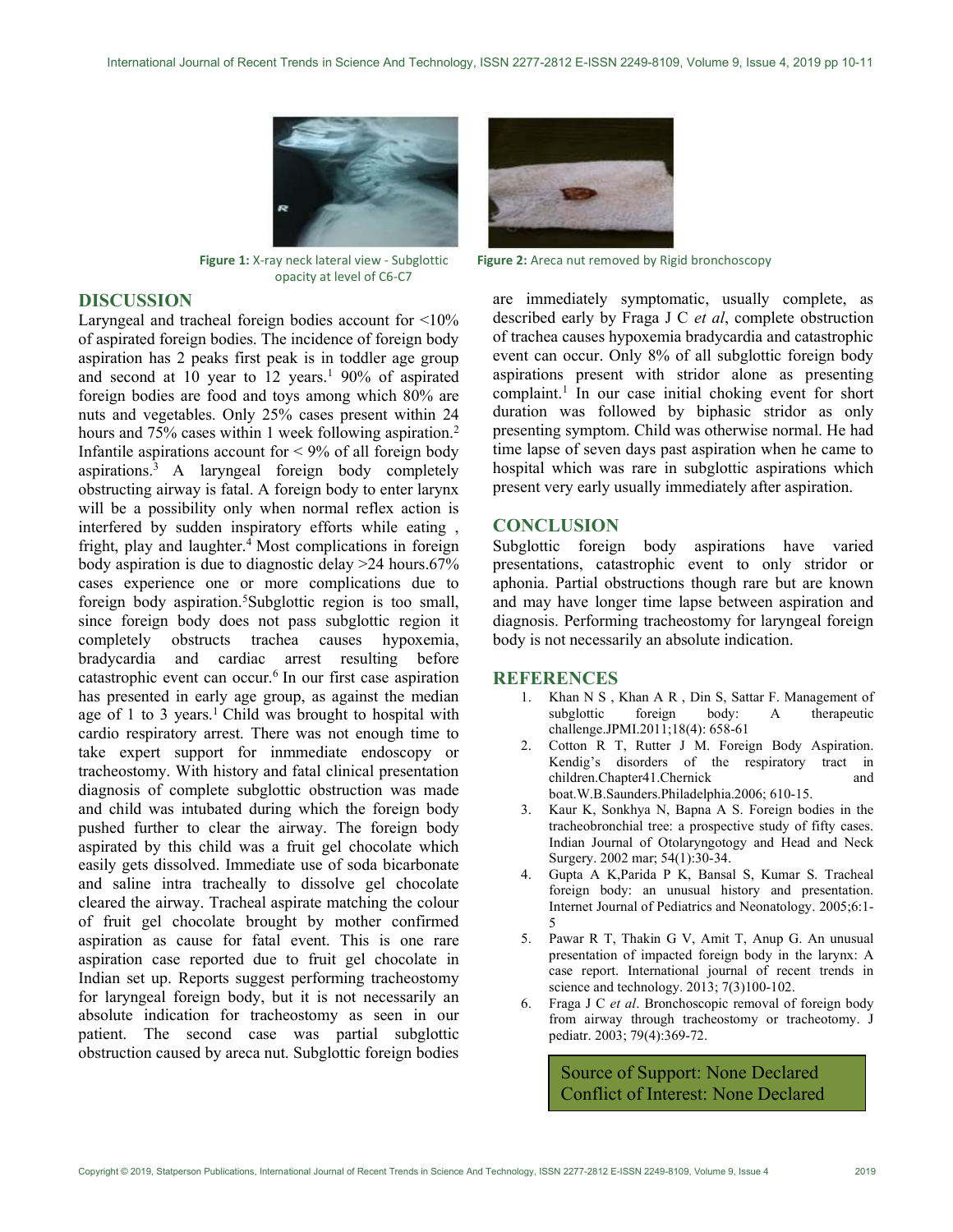Figure 1: X-ray neck lateral view - Subglottic opacity at level of C6-C7

Figure 2: Areca nut removed by Rigid bronchoscopy

## DISCUSSION

Laryngeal and tracheal foreign bodies account for <10% of aspirated foreign bodies. The incidence of foreign body aspiration has 2 peaks first peak is in toddler age group and second at 10 year to 12 years.[1] 90% of aspirated foreign bodies are food and toys among which 80% are nuts and vegetables. Only 25% cases present within 24 hours and 75% cases within 1 week following aspiration.[2] Infantile aspirations account for < 9% of all foreign body aspirations.[3] A laryngeal foreign body completely obstructing airway is fatal. A foreign body to enter larynx will be a possibility only when normal reflex action is interfered by sudden inspiratory efforts while eating , fright, play and laughter.[4] Most complications in foreign body aspiration is due to diagnostic delay >24 hours.67% cases experience one or more complications due to foreign body aspiration.[5]Subglottic region is too small, since foreign body does not pass subglottic region it completely obstructs trachea causes hypoxemia, bradycardia and cardiac arrest resulting before catastrophic event can occur.[6] In our first case aspiration has presented in early age group, as against the median age of 1 to 3 years.[1] Child was brought to hospital with cardio respiratory arrest. There was not enough time to take expert support for inmmediate endoscopy or tracheostomy. With history and fatal clinical presentation diagnosis of complete subglottic obstruction was made and child was intubated during which the foreign body pushed further to clear the airway. The foreign body aspirated by this child was a fruit gel chocolate which easily gets dissolved. Immediate use of soda bicarbonate and saline intra tracheally to dissolve gel chocolate cleared the airway. Tracheal aspirate matching the colour of fruit gel chocolate brought by mother confirmed aspiration as cause for fatal event. This is one rare aspiration case reported due to fruit gel chocolate in Indian set up. Reports suggest performing tracheostomy for laryngeal foreign body, but it is not necessarily an absolute indication for tracheostomy as seen in our patient. The second case was partial subglottic obstruction caused by areca nut. Subglottic foreign bodies are immediately symptomatic, usually complete, as described early by Fraga J C *et al*, complete obstruction of trachea causes hypoxemia bradycardia and catastrophic event can occur. Only 8% of all subglottic foreign body aspirations present with stridor alone as presenting complaint.[1] In our case initial choking event for short duration was followed by biphasic stridor as only presenting symptom. Child was otherwise normal. He had time lapse of seven days past aspiration when he came to hospital which was rare in subglottic aspirations which present very early usually immediately after aspiration.

## CONCLUSION

Subglottic foreign body aspirations have varied presentations, catastrophic event to only stridor or aphonia. Partial obstructions though rare but are known and may have longer time lapse between aspiration and diagnosis. Performing tracheostomy for laryngeal foreign body is not necessarily an absolute indication.

## REFERENCES

1. Khan N S , Khan A R , Din S, Sattar F. Management of subglottic foreign body: A therapeutic challenge.JPMI.2011;18(4): 658-61
2. Cotton R T, Rutter J M. Foreign Body Aspiration. Kendig's disorders of the respiratory tract in children.Chapter41.Chernick and boat.W.B.Saunders.Philadelphia.2006; 610-15.
3. Kaur K, Sonkhya N, Bapna A S. Foreign bodies in the tracheobronchial tree: a prospective study of fifty cases. Indian Journal of Otolaryngotogy and Head and Neck Surgery. 2002 mar; 54(1):30-34.
4. Gupta A K,Parida P K, Bansal S, Kumar S. Tracheal foreign body: an unusual history and presentation. Internet Journal of Pediatrics and Neonatology. 2005;6:1-5
5. Pawar R T, Thakin G V, Amit T, Anup G. An unusual presentation of impacted foreign body in the larynx: A case report. International journal of recent trends in science and technology. 2013; 7(3)100-102.
6. Fraga J C *et al*. Bronchoscopic removal of foreign body from airway through tracheostomy or tracheotomy. J pediatr. 2003; 79(4):369-72.

Source of Support: None Declared
Conflict of Interest: None Declared